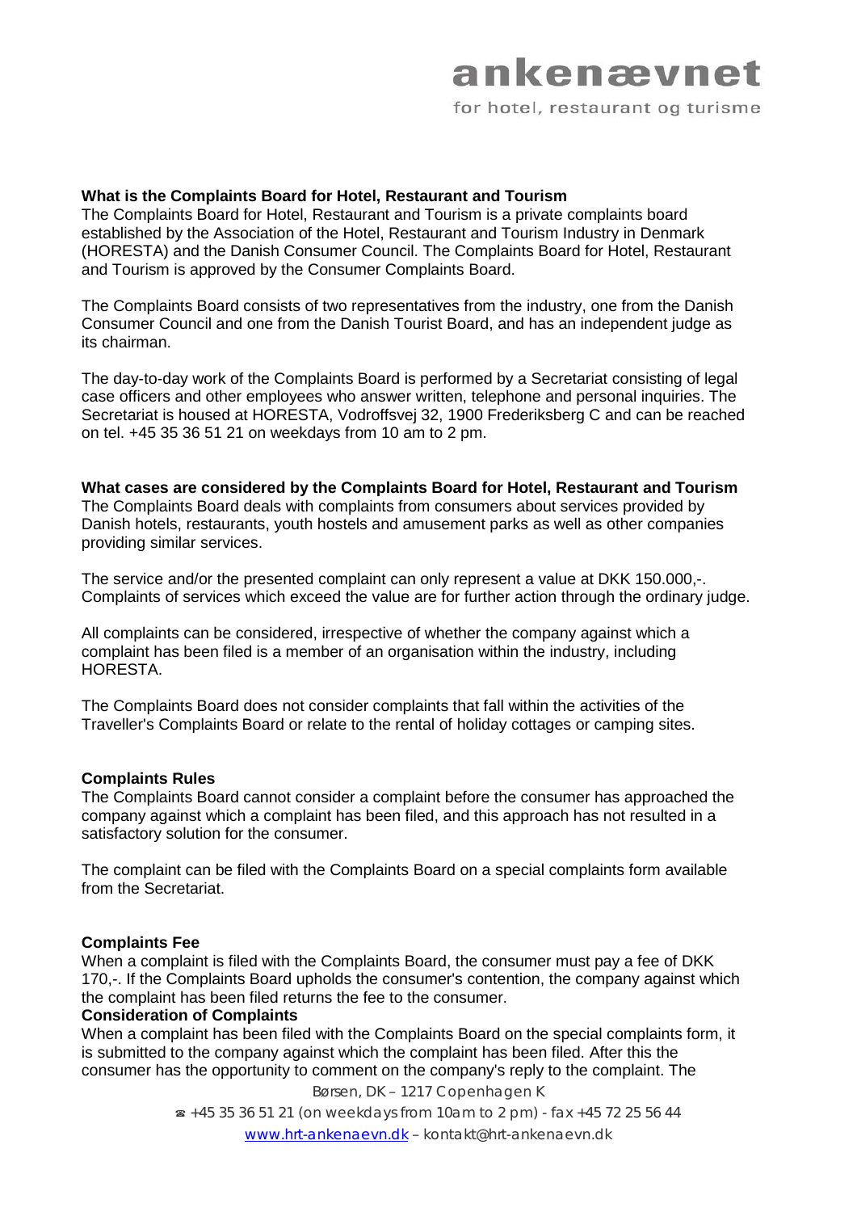**What is the Complaints Board for Hotel, Restaurant and Tourism**

The Complaints Board for Hotel, Restaurant and Tourism is a private complaints board established by the Association of the Hotel, Restaurant and Tourism Industry in Denmark (HORESTA) and the Danish Consumer Council. The Complaints Board for Hotel, Restaurant and Tourism is approved by the Consumer Complaints Board.

The Complaints Board consists of two representatives from the industry, one from the Danish Consumer Council and one from the Danish Tourist Board, and has an independent judge as its chairman.

The day-to-day work of the Complaints Board is performed by a Secretariat consisting of legal case officers and other employees who answer written, telephone and personal inquiries. The Secretariat is housed at HORESTA, Vodroffsvej 32, 1900 Frederiksberg C and can be reached on tel. +45 35 36 51 21 on weekdays from 10 am to 2 pm.

**What cases are considered by the Complaints Board for Hotel, Restaurant and Tourism**

The Complaints Board deals with complaints from consumers about services provided by Danish hotels, restaurants, youth hostels and amusement parks as well as other companies providing similar services.

The service and/or the presented complaint can only represent a value at DKK 150.000,-. Complaints of services which exceed the value are for further action through the ordinary judge.

All complaints can be considered, irrespective of whether the company against which a complaint has been filed is a member of an organisation within the industry, including HORESTA.

The Complaints Board does not consider complaints that fall within the activities of the Traveller's Complaints Board or relate to the rental of holiday cottages or camping sites.

**Complaints Rules**

The Complaints Board cannot consider a complaint before the consumer has approached the company against which a complaint has been filed, and this approach has not resulted in a satisfactory solution for the consumer.

The complaint can be filed with the Complaints Board on a special complaints form available from the Secretariat.

**Complaints Fee**

When a complaint is filed with the Complaints Board, the consumer must pay a fee of DKK 170,-. If the Complaints Board upholds the consumer's contention, the company against which the complaint has been filed returns the fee to the consumer.

**Consideration of Complaints**

When a complaint has been filed with the Complaints Board on the special complaints form, it is submitted to the company against which the complaint has been filed. After this the consumer has the opportunity to comment on the company's reply to the complaint. The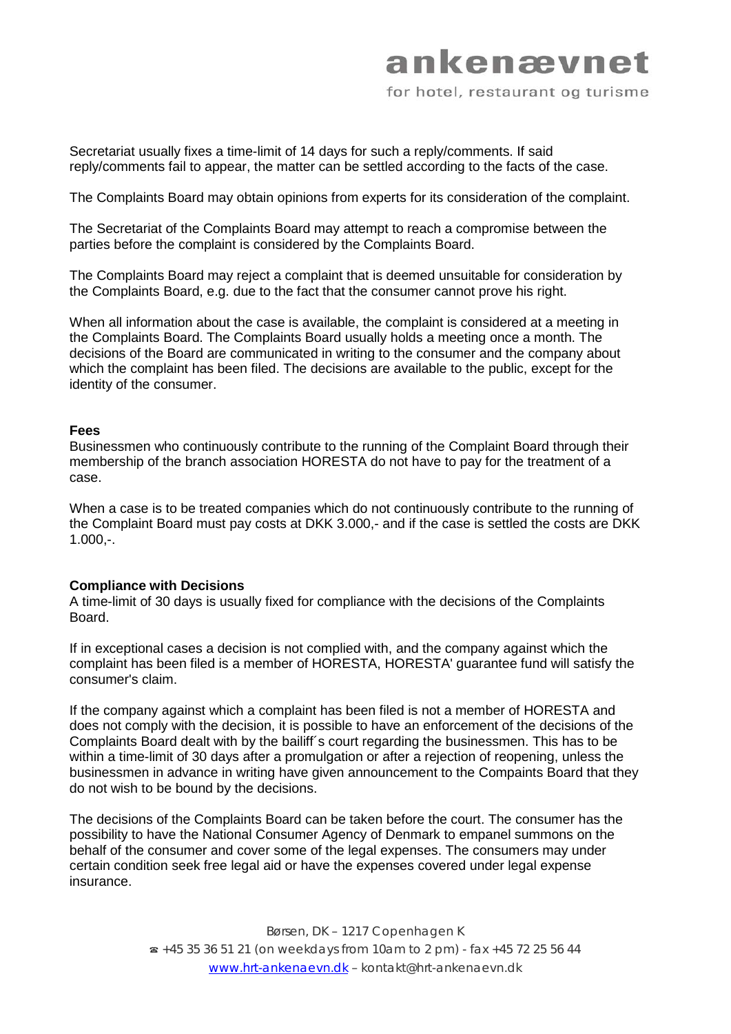Secretariat usually fixes a time-limit of 14 days for such a reply/comments. If said reply/comments fail to appear, the matter can be settled according to the facts of the case.

The Complaints Board may obtain opinions from experts for its consideration of the complaint.

The Secretariat of the Complaints Board may attempt to reach a compromise between the parties before the complaint is considered by the Complaints Board.

The Complaints Board may reject a complaint that is deemed unsuitable for consideration by the Complaints Board, e.g. due to the fact that the consumer cannot prove his right.

When all information about the case is available, the complaint is considered at a meeting in the Complaints Board. The Complaints Board usually holds a meeting once a month. The decisions of the Board are communicated in writing to the consumer and the company about which the complaint has been filed. The decisions are available to the public, except for the identity of the consumer.

**Fees**

Businessmen who continuously contribute to the running of the Complaint Board through their membership of the branch association HORESTA do not have to pay for the treatment of a case.

When a case is to be treated companies which do not continuously contribute to the running of the Complaint Board must pay costs at DKK 3.000,- and if the case is settled the costs are DKK 1.000,-.

**Compliance with Decisions**

A time-limit of 30 days is usually fixed for compliance with the decisions of the Complaints Board.

If in exceptional cases a decision is not complied with, and the company against which the complaint has been filed is a member of HORESTA, HORESTA' guarantee fund will satisfy the consumer's claim.

If the company against which a complaint has been filed is not a member of HORESTA and does not comply with the decision, it is possible to have an enforcement of the decisions of the Complaints Board dealt with by the bailiff´s court regarding the businessmen. This has to be within a time-limit of 30 days after a promulgation or after a rejection of reopening, unless the businessmen in advance in writing have given announcement to the Compaints Board that they do not wish to be bound by the decisions.

The decisions of the Complaints Board can be taken before the court. The consumer has the possibility to have the National Consumer Agency of Denmark to empanel summons on the behalf of the consumer and cover some of the legal expenses. The consumers may under certain condition seek free legal aid or have the expenses covered under legal expense insurance.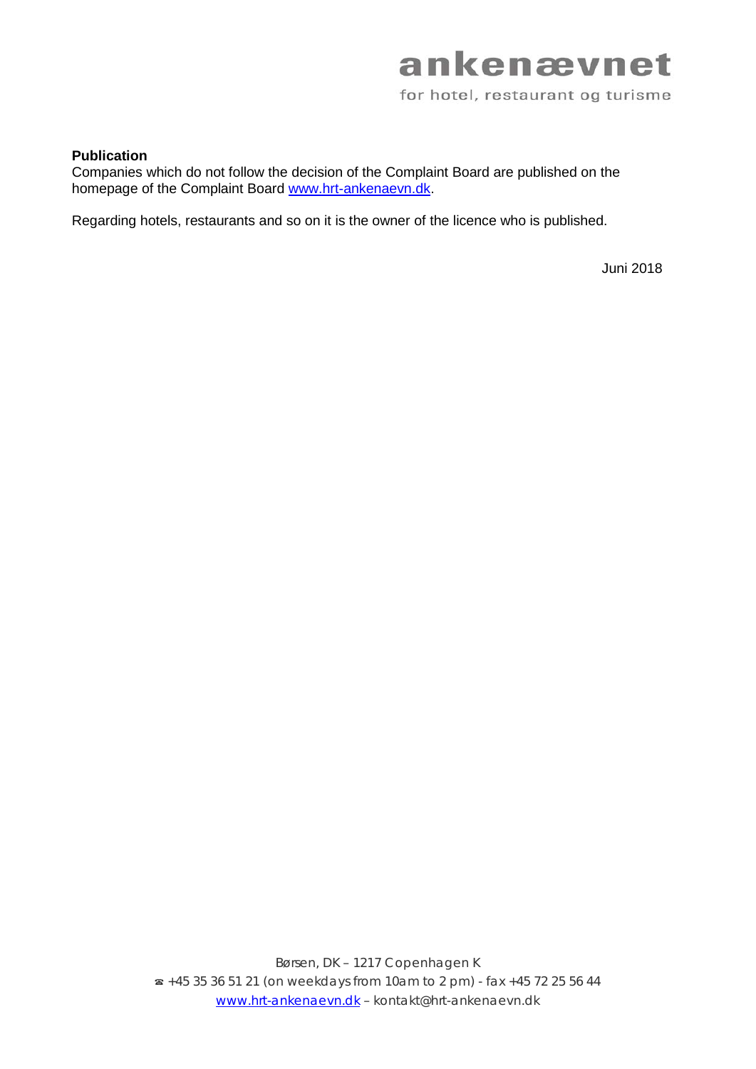**Publication**

Companies which do not follow the decision of the Complaint Board are published on the homepage of the Complaint Board www.hrt-ankenaevn.dk.

Regarding hotels, restaurants and so on it is the owner of the licence who is published.

Juni 2018